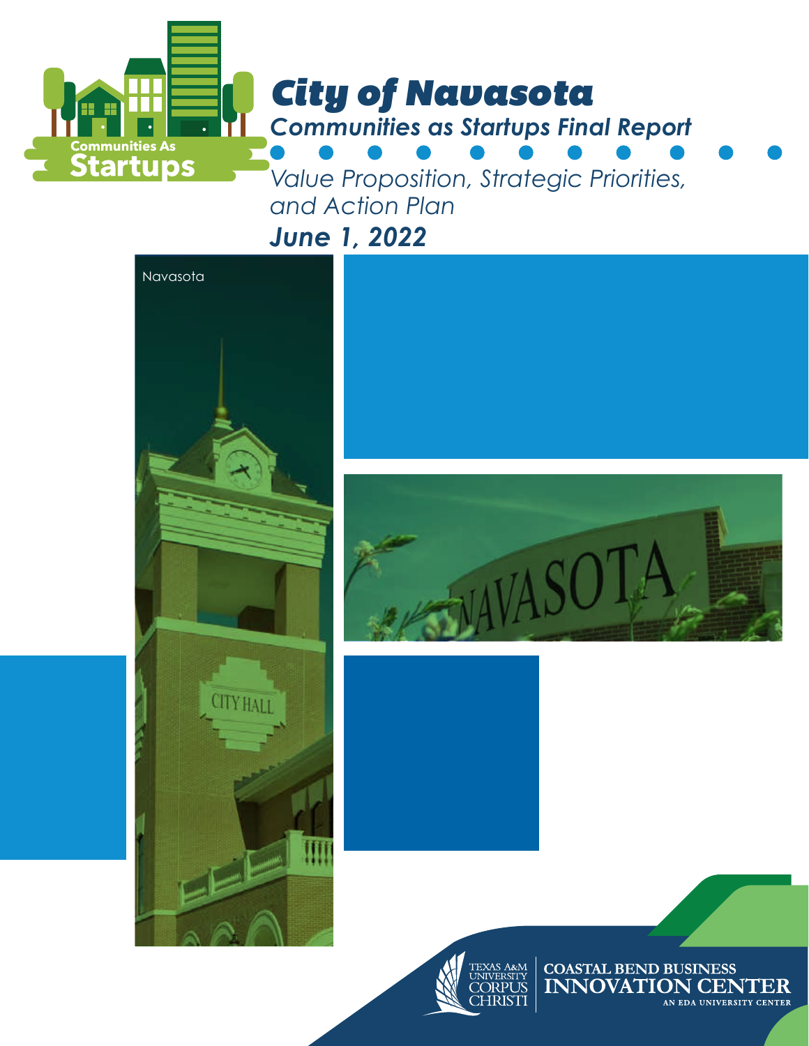# City of Navasota

## Communities as Startups Final Report

*Value Proposition, Strategic Priorities, and Action Plan*

**June 1, 2022**

Navasota

Communities As Startups

TEXAS A&M UNIVERSITY CORPUS CHRISTI

COASTAL BEND BUSINESS INNOVATION CENTER

AN EDA UNIVERSITY CENTER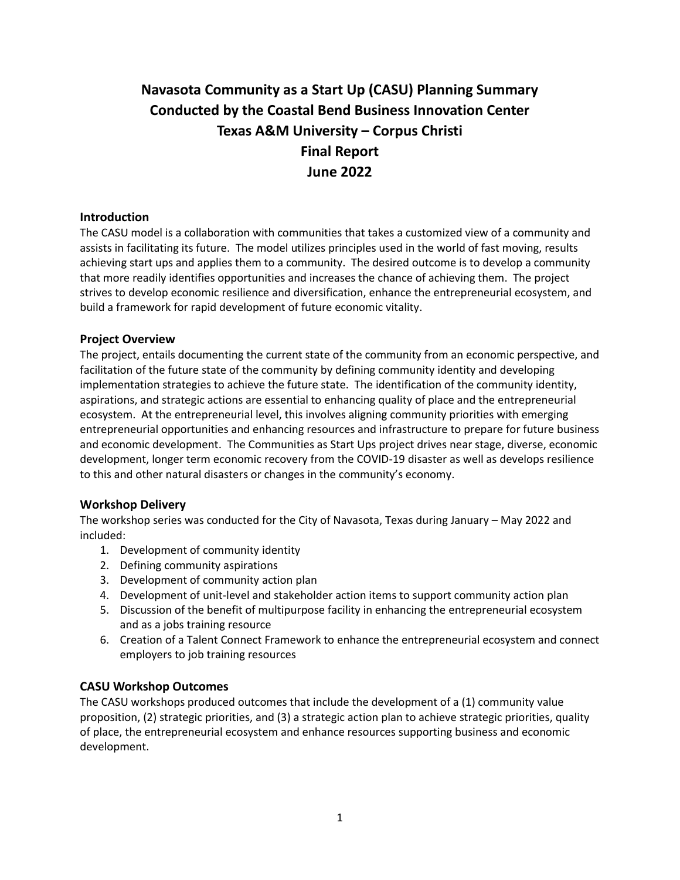# Navasota Community as a Start Up (CASU) Planning Summary
# Conducted by the Coastal Bend Business Innovation Center
# Texas A&M University – Corpus Christi
# Final Report
# June 2022

## Introduction

The CASU model is a collaboration with communities that takes a customized view of a community and assists in facilitating its future. The model utilizes principles used in the world of fast moving, results achieving start ups and applies them to a community. The desired outcome is to develop a community that more readily identifies opportunities and increases the chance of achieving them. The project strives to develop economic resilience and diversification, enhance the entrepreneurial ecosystem, and build a framework for rapid development of future economic vitality.

## Project Overview

The project, entails documenting the current state of the community from an economic perspective, and facilitation of the future state of the community by defining community identity and developing implementation strategies to achieve the future state. The identification of the community identity, aspirations, and strategic actions are essential to enhancing quality of place and the entrepreneurial ecosystem. At the entrepreneurial level, this involves aligning community priorities with emerging entrepreneurial opportunities and enhancing resources and infrastructure to prepare for future business and economic development. The Communities as Start Ups project drives near stage, diverse, economic development, longer term economic recovery from the COVID-19 disaster as well as develops resilience to this and other natural disasters or changes in the community's economy.

## Workshop Delivery

The workshop series was conducted for the City of Navasota, Texas during January – May 2022 and included:

1. Development of community identity
2. Defining community aspirations
3. Development of community action plan
4. Development of unit-level and stakeholder action items to support community action plan
5. Discussion of the benefit of multipurpose facility in enhancing the entrepreneurial ecosystem and as a jobs training resource
6. Creation of a Talent Connect Framework to enhance the entrepreneurial ecosystem and connect employers to job training resources

## CASU Workshop Outcomes

The CASU workshops produced outcomes that include the development of a (1) community value proposition, (2) strategic priorities, and (3) a strategic action plan to achieve strategic priorities, quality of place, the entrepreneurial ecosystem and enhance resources supporting business and economic development.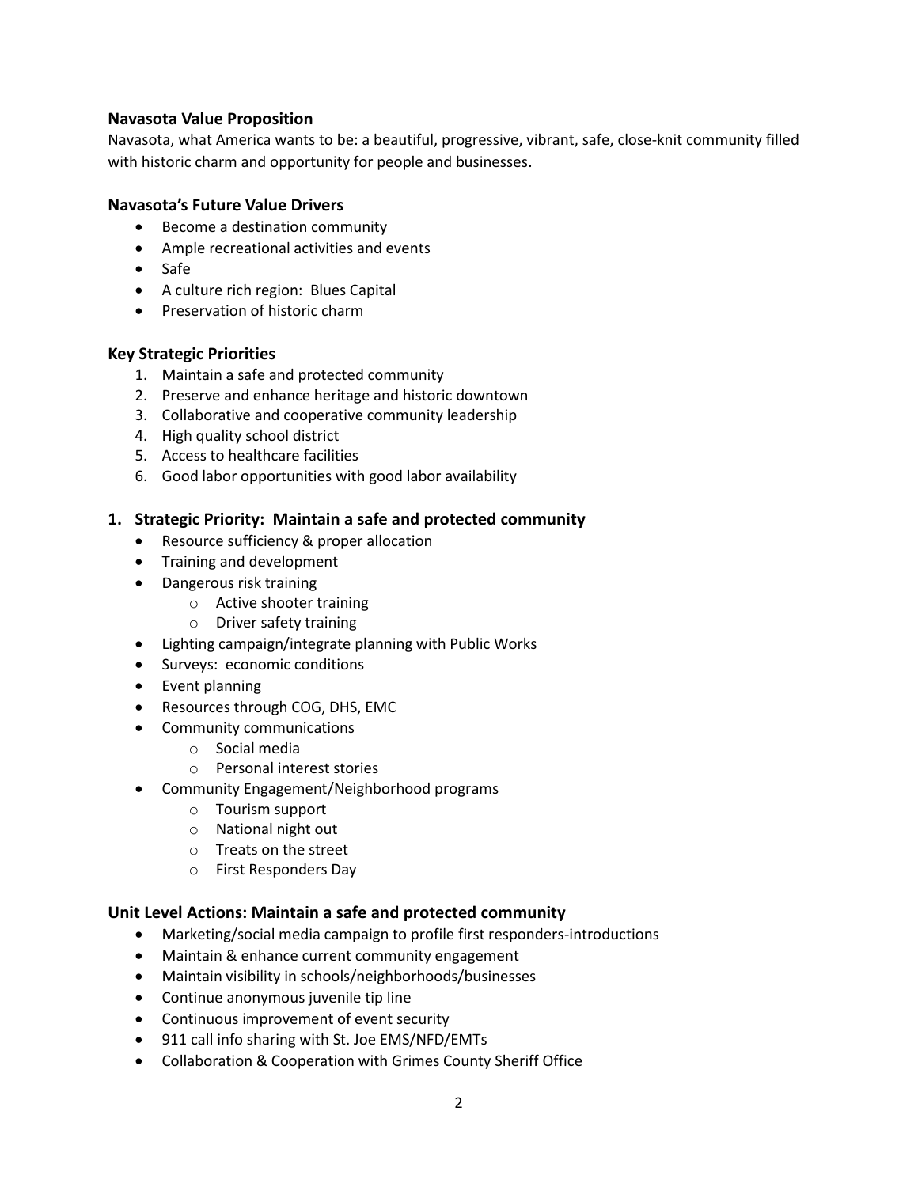### Navasota Value Proposition

Navasota, what America wants to be: a beautiful, progressive, vibrant, safe, close-knit community filled with historic charm and opportunity for people and businesses.

### Navasota's Future Value Drivers

- Become a destination community
- Ample recreational activities and events
- Safe
- A culture rich region: Blues Capital
- Preservation of historic charm

### Key Strategic Priorities

1. Maintain a safe and protected community
2. Preserve and enhance heritage and historic downtown
3. Collaborative and cooperative community leadership
4. High quality school district
5. Access to healthcare facilities
6. Good labor opportunities with good labor availability

## 1. Strategic Priority: Maintain a safe and protected community

- Resource sufficiency & proper allocation
- Training and development
- Dangerous risk training
  - Active shooter training
  - Driver safety training
- Lighting campaign/integrate planning with Public Works
- Surveys: economic conditions
- Event planning
- Resources through COG, DHS, EMC
- Community communications
  - Social media
  - Personal interest stories
- Community Engagement/Neighborhood programs
  - Tourism support
  - National night out
  - Treats on the street
  - First Responders Day

### Unit Level Actions: Maintain a safe and protected community

- Marketing/social media campaign to profile first responders-introductions
- Maintain & enhance current community engagement
- Maintain visibility in schools/neighborhoods/businesses
- Continue anonymous juvenile tip line
- Continuous improvement of event security
- 911 call info sharing with St. Joe EMS/NFD/EMTs
- Collaboration & Cooperation with Grimes County Sheriff Office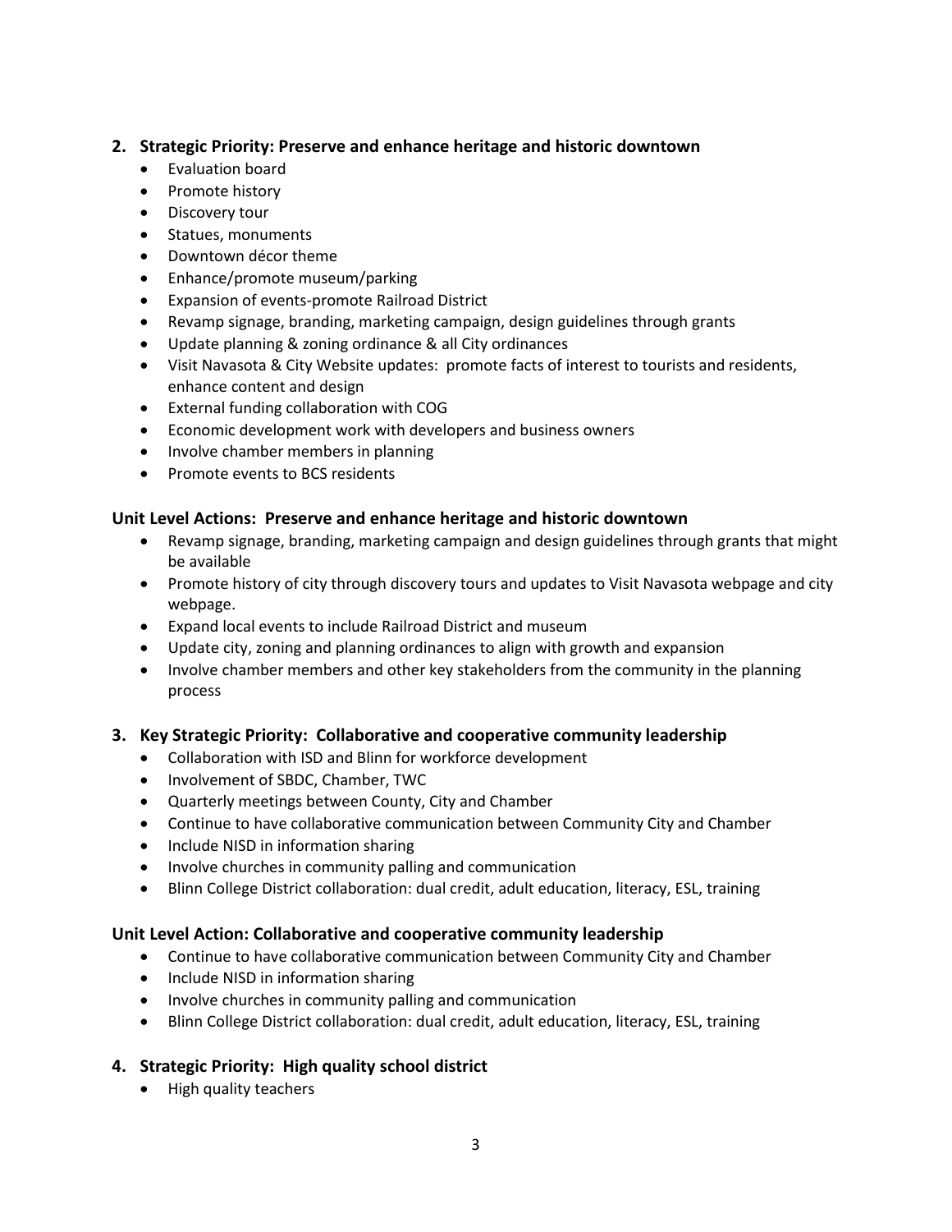## 2. Strategic Priority: Preserve and enhance heritage and historic downtown

- Evaluation board
- Promote history
- Discovery tour
- Statues, monuments
- Downtown décor theme
- Enhance/promote museum/parking
- Expansion of events-promote Railroad District
- Revamp signage, branding, marketing campaign, design guidelines through grants
- Update planning & zoning ordinance & all City ordinances
- Visit Navasota & City Website updates: promote facts of interest to tourists and residents, enhance content and design
- External funding collaboration with COG
- Economic development work with developers and business owners
- Involve chamber members in planning
- Promote events to BCS residents

### Unit Level Actions: Preserve and enhance heritage and historic downtown

- Revamp signage, branding, marketing campaign and design guidelines through grants that might be available
- Promote history of city through discovery tours and updates to Visit Navasota webpage and city webpage.
- Expand local events to include Railroad District and museum
- Update city, zoning and planning ordinances to align with growth and expansion
- Involve chamber members and other key stakeholders from the community in the planning process

## 3. Key Strategic Priority: Collaborative and cooperative community leadership

- Collaboration with ISD and Blinn for workforce development
- Involvement of SBDC, Chamber, TWC
- Quarterly meetings between County, City and Chamber
- Continue to have collaborative communication between Community City and Chamber
- Include NISD in information sharing
- Involve churches in community palling and communication
- Blinn College District collaboration: dual credit, adult education, literacy, ESL, training

### Unit Level Action: Collaborative and cooperative community leadership

- Continue to have collaborative communication between Community City and Chamber
- Include NISD in information sharing
- Involve churches in community palling and communication
- Blinn College District collaboration: dual credit, adult education, literacy, ESL, training

## 4. Strategic Priority: High quality school district

- High quality teachers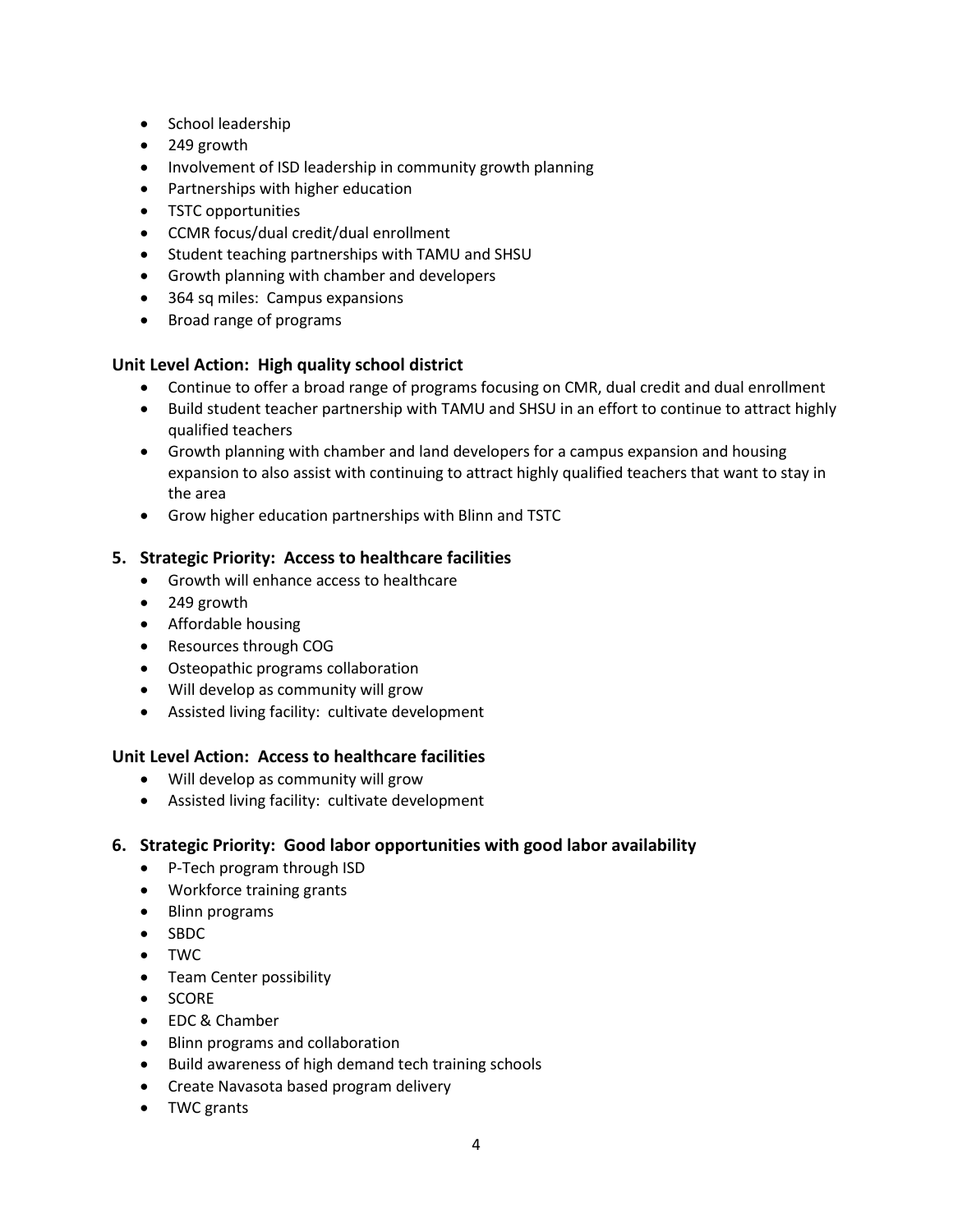- School leadership
- 249 growth
- Involvement of ISD leadership in community growth planning
- Partnerships with higher education
- TSTC opportunities
- CCMR focus/dual credit/dual enrollment
- Student teaching partnerships with TAMU and SHSU
- Growth planning with chamber and developers
- 364 sq miles: Campus expansions
- Broad range of programs

### Unit Level Action: High quality school district

- Continue to offer a broad range of programs focusing on CMR, dual credit and dual enrollment
- Build student teacher partnership with TAMU and SHSU in an effort to continue to attract highly qualified teachers
- Growth planning with chamber and land developers for a campus expansion and housing expansion to also assist with continuing to attract highly qualified teachers that want to stay in the area
- Grow higher education partnerships with Blinn and TSTC

### 5. Strategic Priority: Access to healthcare facilities

- Growth will enhance access to healthcare
- 249 growth
- Affordable housing
- Resources through COG
- Osteopathic programs collaboration
- Will develop as community will grow
- Assisted living facility: cultivate development

### Unit Level Action: Access to healthcare facilities

- Will develop as community will grow
- Assisted living facility: cultivate development

### 6. Strategic Priority: Good labor opportunities with good labor availability

- P-Tech program through ISD
- Workforce training grants
- Blinn programs
- SBDC
- TWC
- Team Center possibility
- SCORE
- EDC & Chamber
- Blinn programs and collaboration
- Build awareness of high demand tech training schools
- Create Navasota based program delivery
- TWC grants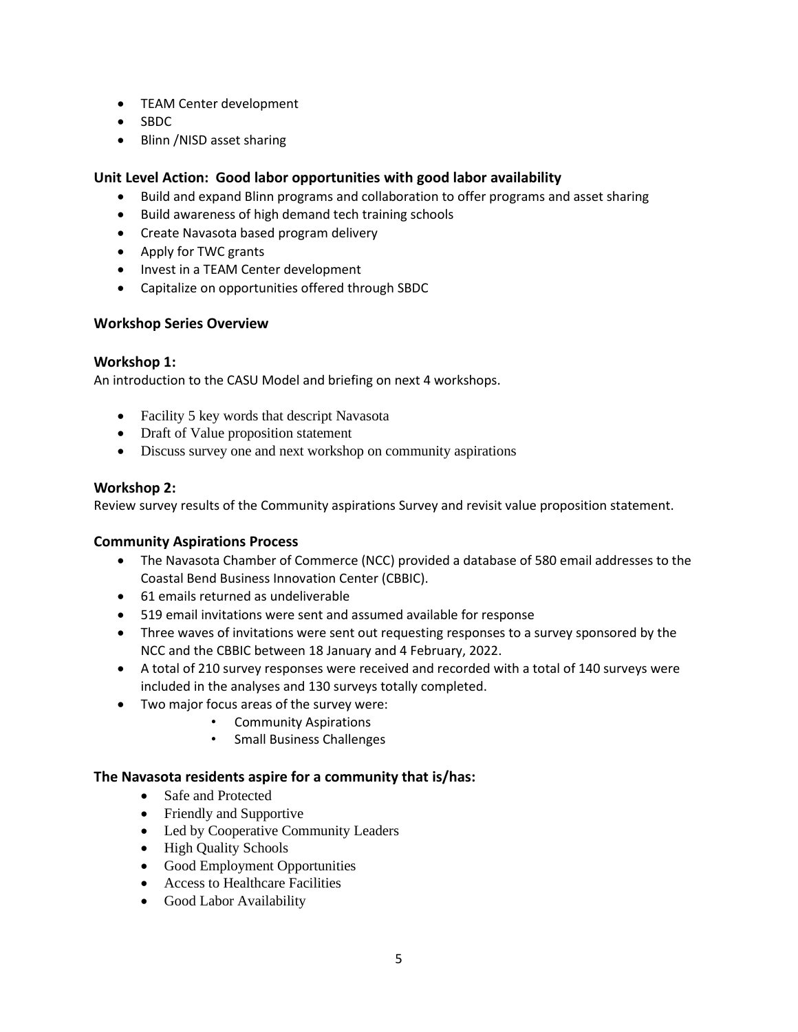- TEAM Center development
- SBDC
- Blinn /NISD asset sharing

### Unit Level Action: Good labor opportunities with good labor availability

- Build and expand Blinn programs and collaboration to offer programs and asset sharing
- Build awareness of high demand tech training schools
- Create Navasota based program delivery
- Apply for TWC grants
- Invest in a TEAM Center development
- Capitalize on opportunities offered through SBDC

### Workshop Series Overview

### Workshop 1:

An introduction to the CASU Model and briefing on next 4 workshops.

- Facility 5 key words that descript Navasota
- Draft of Value proposition statement
- Discuss survey one and next workshop on community aspirations

### Workshop 2:

Review survey results of the Community aspirations Survey and revisit value proposition statement.

### Community Aspirations Process

- The Navasota Chamber of Commerce (NCC) provided a database of 580 email addresses to the Coastal Bend Business Innovation Center (CBBIC).
- 61 emails returned as undeliverable
- 519 email invitations were sent and assumed available for response
- Three waves of invitations were sent out requesting responses to a survey sponsored by the NCC and the CBBIC between 18 January and 4 February, 2022.
- A total of 210 survey responses were received and recorded with a total of 140 surveys were included in the analyses and 130 surveys totally completed.
- Two major focus areas of the survey were:
  - Community Aspirations
  - Small Business Challenges

### The Navasota residents aspire for a community that is/has:

- Safe and Protected
- Friendly and Supportive
- Led by Cooperative Community Leaders
- High Quality Schools
- Good Employment Opportunities
- Access to Healthcare Facilities
- Good Labor Availability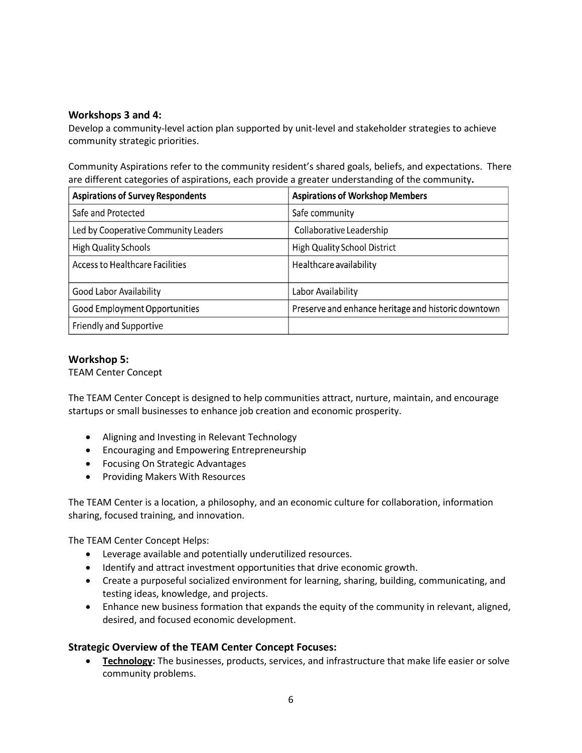### Workshops 3 and 4:

Develop a community-level action plan supported by unit-level and stakeholder strategies to achieve community strategic priorities.

Community Aspirations refer to the community resident's shared goals, beliefs, and expectations. There are different categories of aspirations, each provide a greater understanding of the community**.**

| Aspirations of Survey Respondents | Aspirations of Workshop Members |
|---|---|
| Safe and Protected | Safe community |
| Led by Cooperative Community Leaders | Collaborative Leadership |
| High Quality Schools | High Quality School District |
| Access to Healthcare Facilities | Healthcare availability |
| Good Labor Availability | Labor Availability |
| Good Employment Opportunities | Preserve and enhance heritage and historic downtown |
| Friendly and Supportive | |

### Workshop 5:

TEAM Center Concept

The TEAM Center Concept is designed to help communities attract, nurture, maintain, and encourage startups or small businesses to enhance job creation and economic prosperity.

- Aligning and Investing in Relevant Technology
- Encouraging and Empowering Entrepreneurship
- Focusing On Strategic Advantages
- Providing Makers With Resources

The TEAM Center is a location, a philosophy, and an economic culture for collaboration, information sharing, focused training, and innovation.

The TEAM Center Concept Helps:

- Leverage available and potentially underutilized resources.
- Identify and attract investment opportunities that drive economic growth.
- Create a purposeful socialized environment for learning, sharing, building, communicating, and testing ideas, knowledge, and projects.
- Enhance new business formation that expands the equity of the community in relevant, aligned, desired, and focused economic development.

### Strategic Overview of the TEAM Center Concept Focuses:

- **Technology:** The businesses, products, services, and infrastructure that make life easier or solve community problems.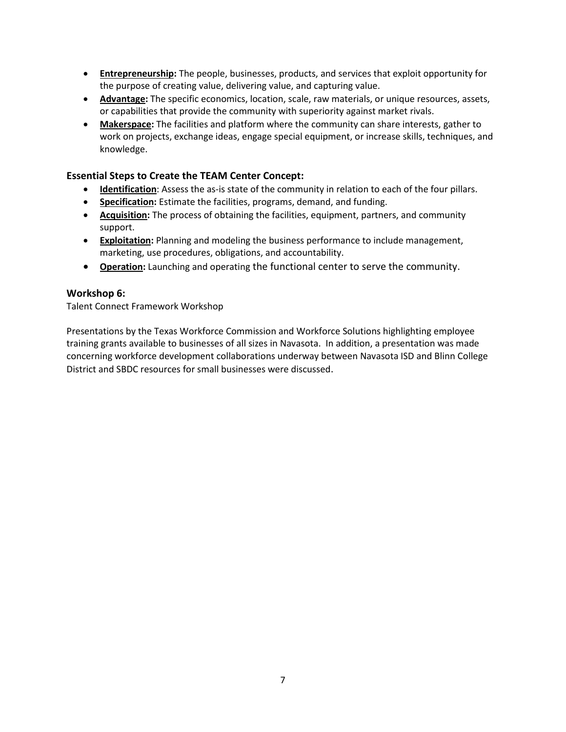- **Entrepreneurship:** The people, businesses, products, and services that exploit opportunity for the purpose of creating value, delivering value, and capturing value.
- **Advantage:** The specific economics, location, scale, raw materials, or unique resources, assets, or capabilities that provide the community with superiority against market rivals.
- **Makerspace:** The facilities and platform where the community can share interests, gather to work on projects, exchange ideas, engage special equipment, or increase skills, techniques, and knowledge.

### Essential Steps to Create the TEAM Center Concept:

- **Identification**: Assess the as-is state of the community in relation to each of the four pillars.
- **Specification:** Estimate the facilities, programs, demand, and funding.
- **Acquisition:** The process of obtaining the facilities, equipment, partners, and community support.
- **Exploitation:** Planning and modeling the business performance to include management, marketing, use procedures, obligations, and accountability.
- **Operation:** Launching and operating the functional center to serve the community.

### Workshop 6:

Talent Connect Framework Workshop

Presentations by the Texas Workforce Commission and Workforce Solutions highlighting employee training grants available to businesses of all sizes in Navasota. In addition, a presentation was made concerning workforce development collaborations underway between Navasota ISD and Blinn College District and SBDC resources for small businesses were discussed.